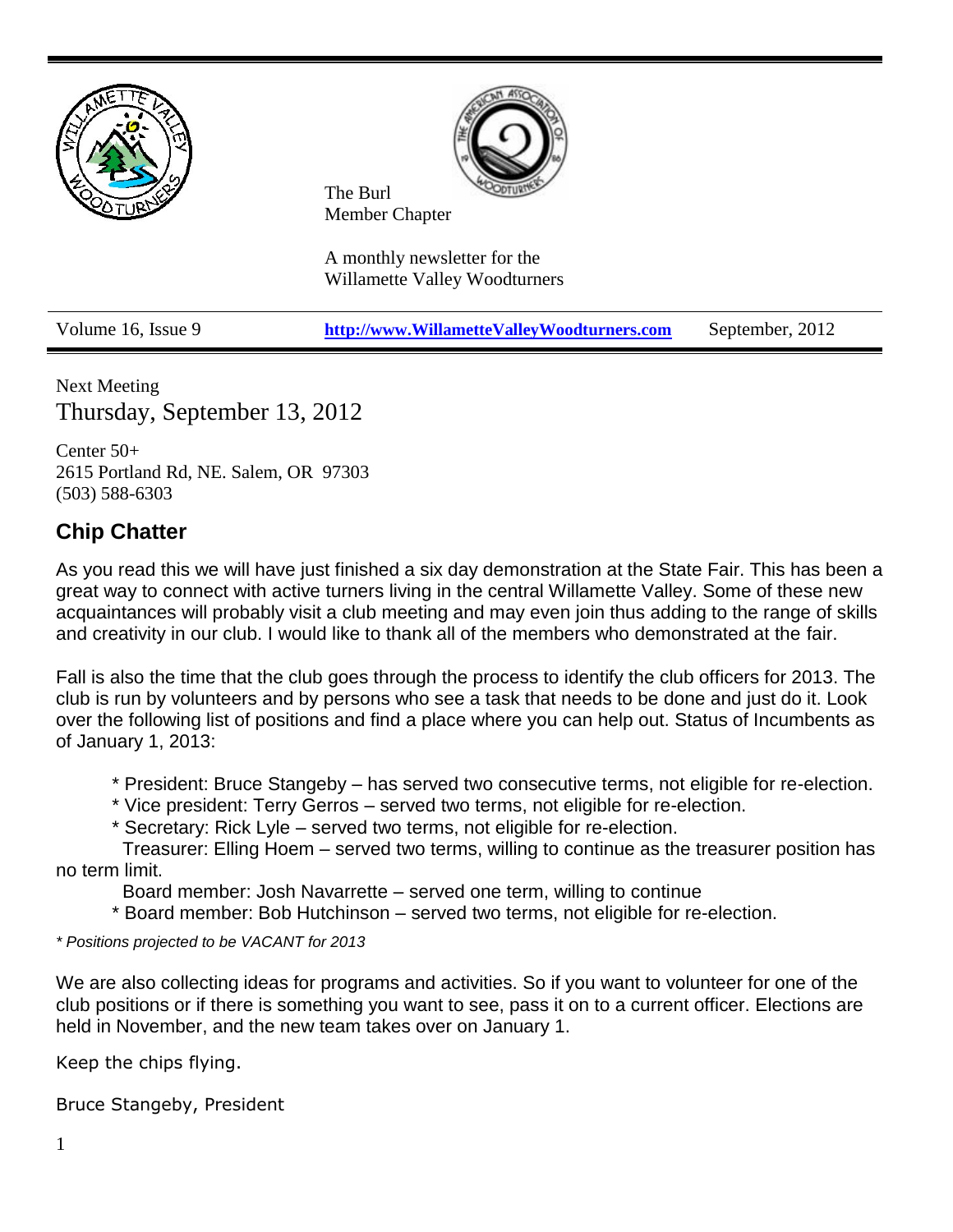The Burl
Member Chapter

A monthly newsletter for the
Willamette Valley Woodturners

| Volume 16, Issue 9 | http://www.WillametteValleyWoodturners.com | September, 2012 |
|---|---|---|

Next Meeting

## Thursday, September 13, 2012

Center 50+
2615 Portland Rd, NE. Salem, OR 97303
(503) 588-6303

## Chip Chatter

As you read this we will have just finished a six day demonstration at the State Fair. This has been a great way to connect with active turners living in the central Willamette Valley. Some of these new acquaintances will probably visit a club meeting and may even join thus adding to the range of skills and creativity in our club. I would like to thank all of the members who demonstrated at the fair.

Fall is also the time that the club goes through the process to identify the club officers for 2013. The club is run by volunteers and by persons who see a task that needs to be done and just do it. Look over the following list of positions and find a place where you can help out. Status of Incumbents as of January 1, 2013:

* President: Bruce Stangeby – has served two consecutive terms, not eligible for re-election.
* Vice president: Terry Gerros – served two terms, not eligible for re-election.
* Secretary: Rick Lyle – served two terms, not eligible for re-election.

Treasurer: Elling Hoem – served two terms, willing to continue as the treasurer position has no term limit.

Board member: Josh Navarrette – served one term, willing to continue

* Board member: Bob Hutchinson – served two terms, not eligible for re-election.

*\* Positions projected to be VACANT for 2013*

We are also collecting ideas for programs and activities. So if you want to volunteer for one of the club positions or if there is something you want to see, pass it on to a current officer. Elections are held in November, and the new team takes over on January 1.

Keep the chips flying.

Bruce Stangeby, President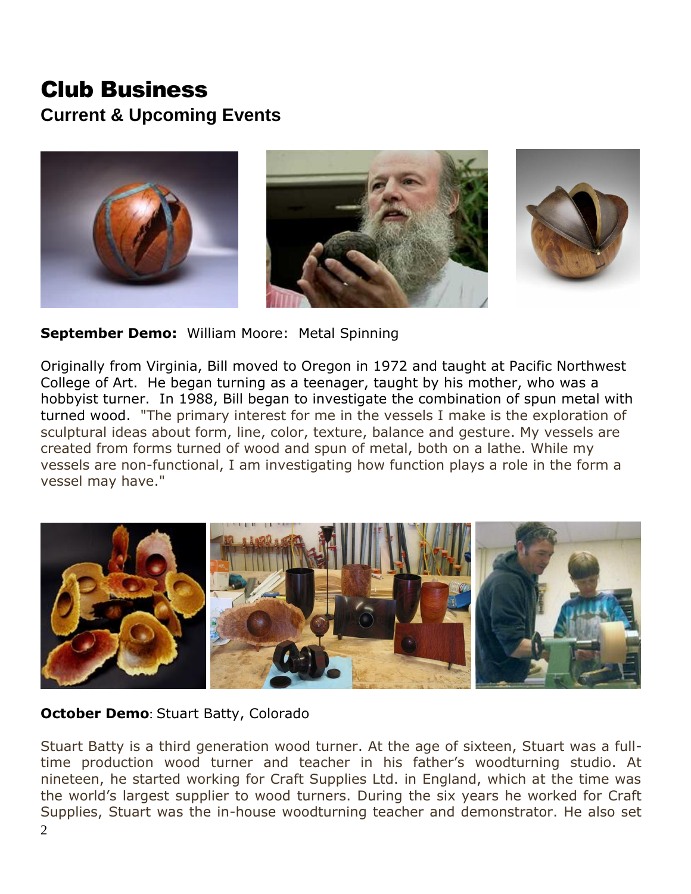# Club Business

## Current & Upcoming Events

**September Demo:** William Moore: Metal Spinning

Originally from Virginia, Bill moved to Oregon in 1972 and taught at Pacific Northwest College of Art. He began turning as a teenager, taught by his mother, who was a hobbyist turner. In 1988, Bill began to investigate the combination of spun metal with turned wood. "The primary interest for me in the vessels I make is the exploration of sculptural ideas about form, line, color, texture, balance and gesture. My vessels are created from forms turned of wood and spun of metal, both on a lathe. While my vessels are non-functional, I am investigating how function plays a role in the form a vessel may have."

**October Demo**: Stuart Batty, Colorado

Stuart Batty is a third generation wood turner. At the age of sixteen, Stuart was a full-time production wood turner and teacher in his father's woodturning studio. At nineteen, he started working for Craft Supplies Ltd. in England, which at the time was the world's largest supplier to wood turners. During the six years he worked for Craft Supplies, Stuart was the in-house woodturning teacher and demonstrator. He also set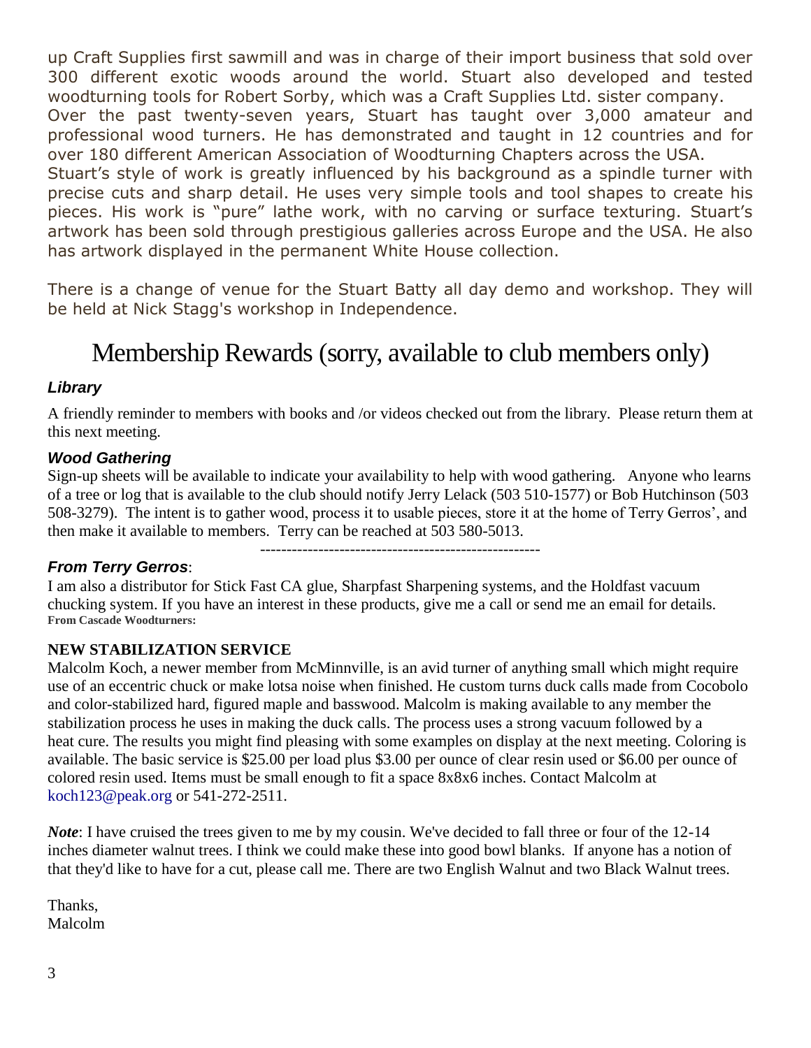up Craft Supplies first sawmill and was in charge of their import business that sold over 300 different exotic woods around the world. Stuart also developed and tested woodturning tools for Robert Sorby, which was a Craft Supplies Ltd. sister company.
Over the past twenty-seven years, Stuart has taught over 3,000 amateur and professional wood turners. He has demonstrated and taught in 12 countries and for over 180 different American Association of Woodturning Chapters across the USA.
Stuart's style of work is greatly influenced by his background as a spindle turner with precise cuts and sharp detail. He uses very simple tools and tool shapes to create his pieces. His work is "pure" lathe work, with no carving or surface texturing. Stuart's artwork has been sold through prestigious galleries across Europe and the USA. He also has artwork displayed in the permanent White House collection.

There is a change of venue for the Stuart Batty all day demo and workshop. They will be held at Nick Stagg's workshop in Independence.

# Membership Rewards (sorry, available to club members only)

### *Library*

A friendly reminder to members with books and /or videos checked out from the library. Please return them at this next meeting.

### *Wood Gathering*

Sign-up sheets will be available to indicate your availability to help with wood gathering. Anyone who learns of a tree or log that is available to the club should notify Jerry Lelack (503 510-1577) or Bob Hutchinson (503 508-3279). The intent is to gather wood, process it to usable pieces, store it at the home of Terry Gerros', and then make it available to members. Terry can be reached at 503 580-5013.

-----------------------------------------------------

### *From Terry Gerros*:

I am also a distributor for Stick Fast CA glue, Sharpfast Sharpening systems, and the Holdfast vacuum chucking system. If you have an interest in these products, give me a call or send me an email for details.
**From Cascade Woodturners:**

**NEW STABILIZATION SERVICE**

Malcolm Koch, a newer member from McMinnville, is an avid turner of anything small which might require use of an eccentric chuck or make lotsa noise when finished. He custom turns duck calls made from Cocobolo and color-stabilized hard, figured maple and basswood. Malcolm is making available to any member the stabilization process he uses in making the duck calls. The process uses a strong vacuum followed by a heat cure. The results you might find pleasing with some examples on display at the next meeting. Coloring is available. The basic service is $25.00 per load plus $3.00 per ounce of clear resin used or $6.00 per ounce of colored resin used. Items must be small enough to fit a space 8x8x6 inches. Contact Malcolm at koch123@peak.org or 541-272-2511.

***Note***: I have cruised the trees given to me by my cousin. We've decided to fall three or four of the 12-14 inches diameter walnut trees. I think we could make these into good bowl blanks. If anyone has a notion of that they'd like to have for a cut, please call me. There are two English Walnut and two Black Walnut trees.

Thanks,
Malcolm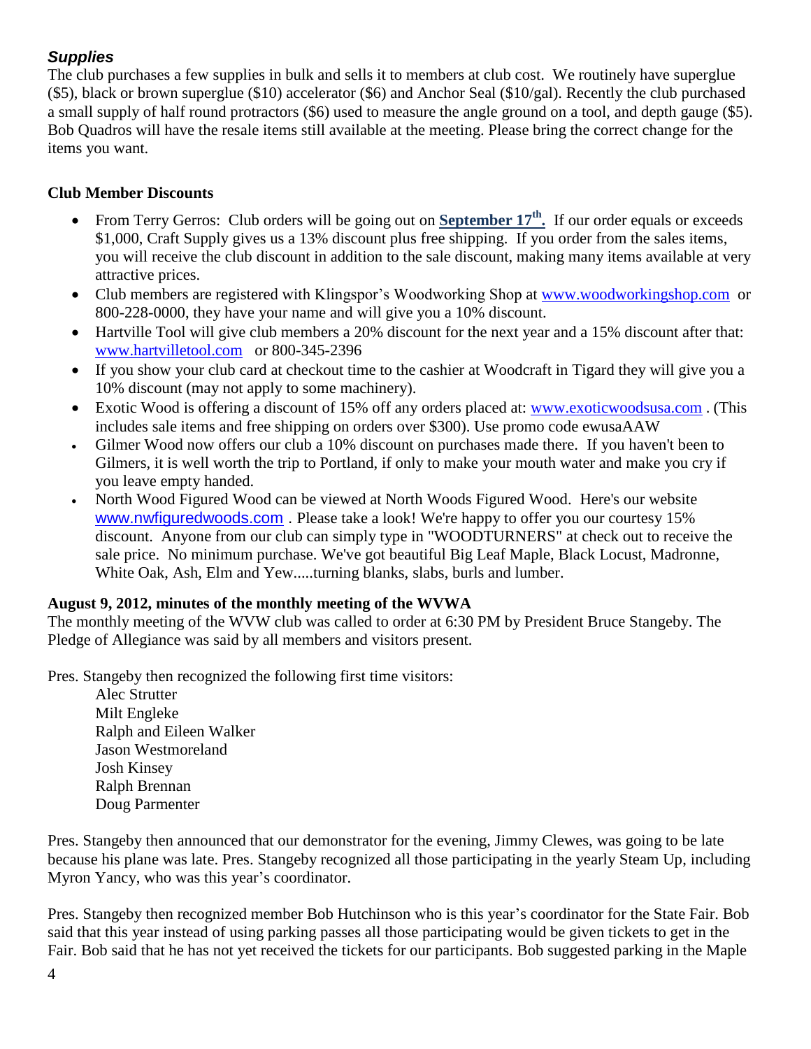### *Supplies*

The club purchases a few supplies in bulk and sells it to members at club cost. We routinely have superglue ($5), black or brown superglue ($10) accelerator ($6) and Anchor Seal ($10/gal). Recently the club purchased a small supply of half round protractors ($6) used to measure the angle ground on a tool, and depth gauge ($5). Bob Quadros will have the resale items still available at the meeting. Please bring the correct change for the items you want.

**Club Member Discounts**

- From Terry Gerros: Club orders will be going out on **September 17th.** If our order equals or exceeds $1,000, Craft Supply gives us a 13% discount plus free shipping. If you order from the sales items, you will receive the club discount in addition to the sale discount, making many items available at very attractive prices.
- Club members are registered with Klingspor's Woodworking Shop at www.woodworkingshop.com or 800-228-0000, they have your name and will give you a 10% discount.
- Hartville Tool will give club members a 20% discount for the next year and a 15% discount after that: www.hartvilletool.com or 800-345-2396
- If you show your club card at checkout time to the cashier at Woodcraft in Tigard they will give you a 10% discount (may not apply to some machinery).
- Exotic Wood is offering a discount of 15% off any orders placed at: www.exoticwoodsusa.com . (This includes sale items and free shipping on orders over $300). Use promo code ewusaAAW
- Gilmer Wood now offers our club a 10% discount on purchases made there. If you haven't been to Gilmers, it is well worth the trip to Portland, if only to make your mouth water and make you cry if you leave empty handed.
- North Wood Figured Wood can be viewed at North Woods Figured Wood. Here's our website www.nwfiguredwoods.com . Please take a look! We're happy to offer you our courtesy 15% discount. Anyone from our club can simply type in "WOODTURNERS" at check out to receive the sale price. No minimum purchase. We've got beautiful Big Leaf Maple, Black Locust, Madronne, White Oak, Ash, Elm and Yew.....turning blanks, slabs, burls and lumber.

**August 9, 2012, minutes of the monthly meeting of the WVWA**

The monthly meeting of the WVW club was called to order at 6:30 PM by President Bruce Stangeby. The Pledge of Allegiance was said by all members and visitors present.

Pres. Stangeby then recognized the following first time visitors:

Alec Strutter
Milt Engleke
Ralph and Eileen Walker
Jason Westmoreland
Josh Kinsey
Ralph Brennan
Doug Parmenter

Pres. Stangeby then announced that our demonstrator for the evening, Jimmy Clewes, was going to be late because his plane was late. Pres. Stangeby recognized all those participating in the yearly Steam Up, including Myron Yancy, who was this year's coordinator.

Pres. Stangeby then recognized member Bob Hutchinson who is this year's coordinator for the State Fair. Bob said that this year instead of using parking passes all those participating would be given tickets to get in the Fair. Bob said that he has not yet received the tickets for our participants. Bob suggested parking in the Maple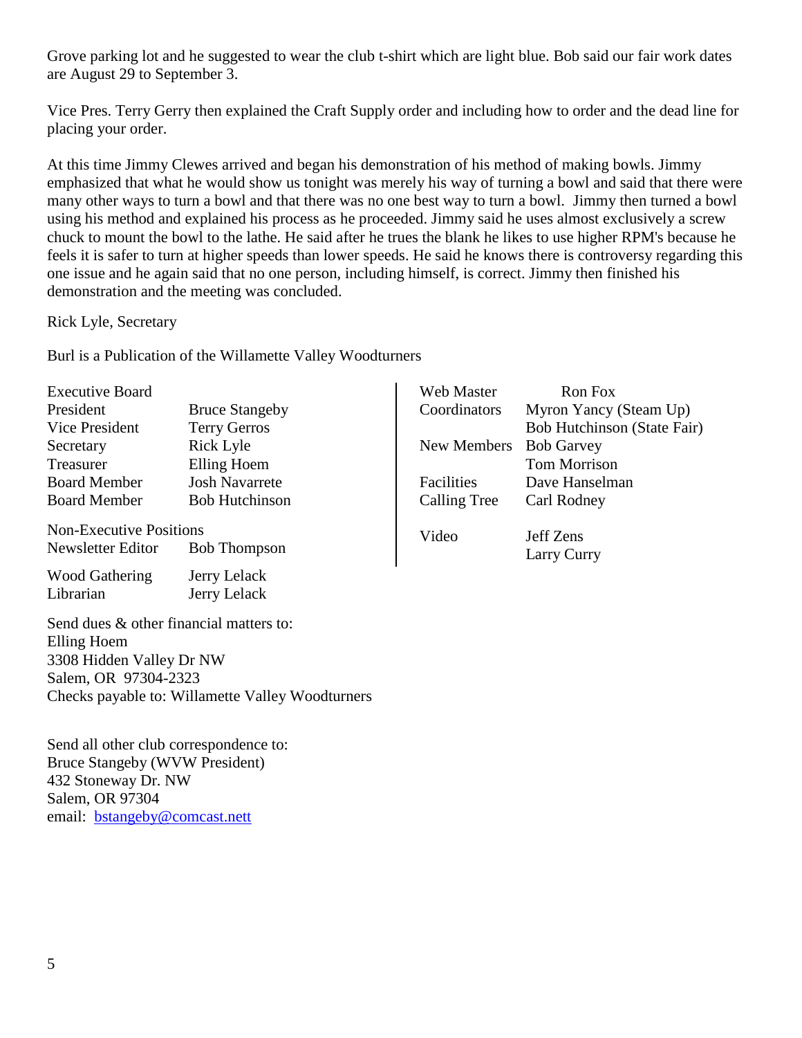Grove parking lot and he suggested to wear the club t-shirt which are light blue. Bob said our fair work dates are August 29 to September 3.

Vice Pres. Terry Gerry then explained the Craft Supply order and including how to order and the dead line for placing your order.

At this time Jimmy Clewes arrived and began his demonstration of his method of making bowls. Jimmy emphasized that what he would show us tonight was merely his way of turning a bowl and said that there were many other ways to turn a bowl and that there was no one best way to turn a bowl. Jimmy then turned a bowl using his method and explained his process as he proceeded. Jimmy said he uses almost exclusively a screw chuck to mount the bowl to the lathe. He said after he trues the blank he likes to use higher RPM's because he feels it is safer to turn at higher speeds than lower speeds. He said he knows there is controversy regarding this one issue and he again said that no one person, including himself, is correct. Jimmy then finished his demonstration and the meeting was concluded.

Rick Lyle, Secretary

Burl is a Publication of the Willamette Valley Woodturners

Executive Board

| | |
|---|---|
| President | Bruce Stangeby |
| Vice President | Terry Gerros |
| Secretary | Rick Lyle |
| Treasurer | Elling Hoem |
| Board Member | Josh Navarrete |
| Board Member | Bob Hutchinson |

Non-Executive Positions

| | |
|---|---|
| Newsletter Editor | Bob Thompson |
| Wood Gathering | Jerry Lelack |
| Librarian | Jerry Lelack |
| Web Master | Ron Fox |
| Coordinators | Myron Yancy (Steam Up) |
| | Bob Hutchinson (State Fair) |
| New Members | Bob Garvey |
| | Tom Morrison |
| Facilities | Dave Hanselman |
| Calling Tree | Carl Rodney |
| Video | Jeff Zens |
| | Larry Curry |

Send dues & other financial matters to:
Elling Hoem
3308 Hidden Valley Dr NW
Salem, OR 97304-2323
Checks payable to: Willamette Valley Woodturners

Send all other club correspondence to:
Bruce Stangeby (WVW President)
432 Stoneway Dr. NW
Salem, OR 97304
email: bstangeby@comcast.nett